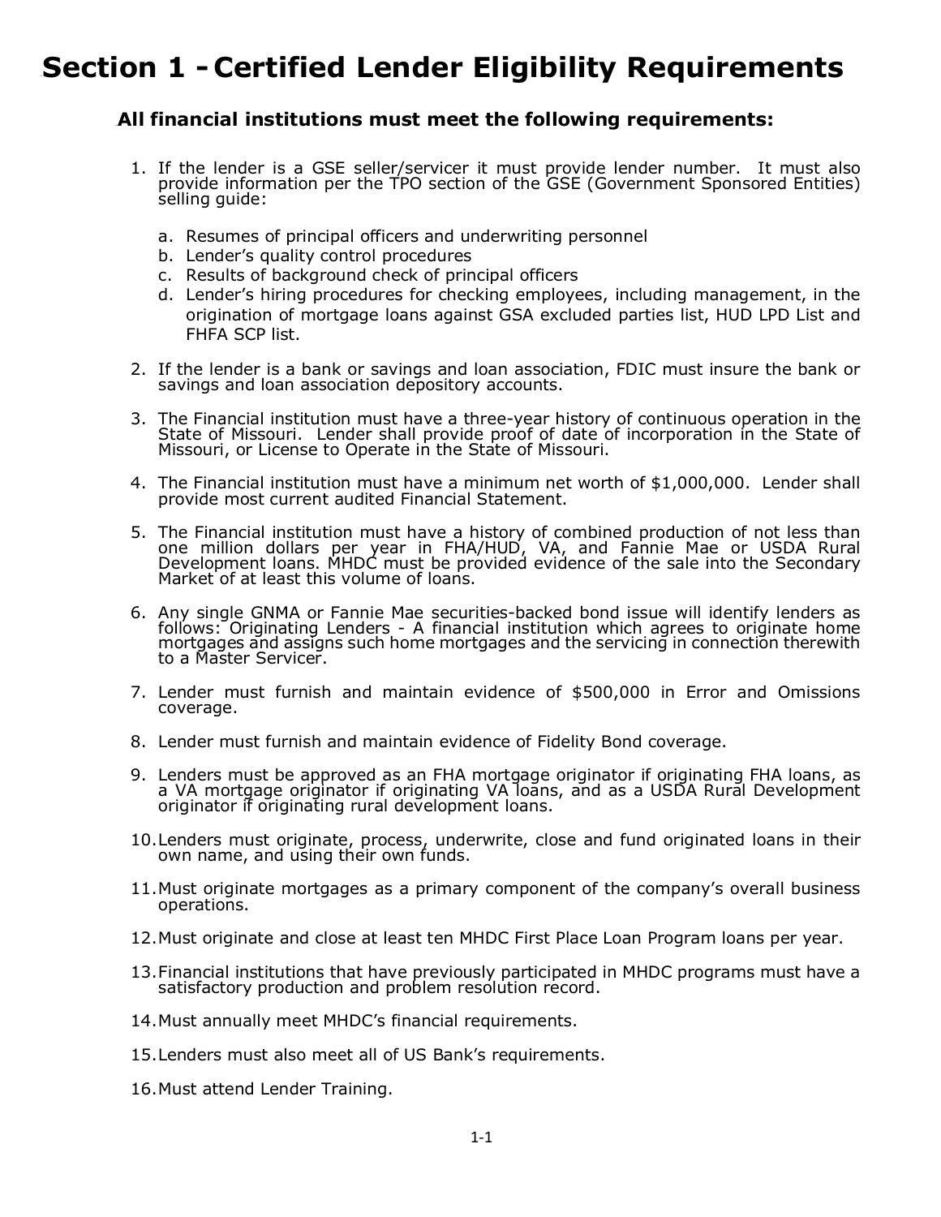# Section 1 - Certified Lender Eligibility Requirements

### All financial institutions must meet the following requirements:

1. If the lender is a GSE seller/servicer it must provide lender number. It must also provide information per the TPO section of the GSE (Government Sponsored Entities) selling guide:

    a. Resumes of principal officers and underwriting personnel
    b. Lender's quality control procedures
    c. Results of background check of principal officers
    d. Lender's hiring procedures for checking employees, including management, in the origination of mortgage loans against GSA excluded parties list, HUD LPD List and FHFA SCP list.

2. If the lender is a bank or savings and loan association, FDIC must insure the bank or savings and loan association depository accounts.

3. The Financial institution must have a three-year history of continuous operation in the State of Missouri. Lender shall provide proof of date of incorporation in the State of Missouri, or License to Operate in the State of Missouri.

4. The Financial institution must have a minimum net worth of $1,000,000. Lender shall provide most current audited Financial Statement.

5. The Financial institution must have a history of combined production of not less than one million dollars per year in FHA/HUD, VA, and Fannie Mae or USDA Rural Development loans. MHDC must be provided evidence of the sale into the Secondary Market of at least this volume of loans.

6. Any single GNMA or Fannie Mae securities-backed bond issue will identify lenders as follows: Originating Lenders - A financial institution which agrees to originate home mortgages and assigns such home mortgages and the servicing in connection therewith to a Master Servicer.

7. Lender must furnish and maintain evidence of $500,000 in Error and Omissions coverage.

8. Lender must furnish and maintain evidence of Fidelity Bond coverage.

9. Lenders must be approved as an FHA mortgage originator if originating FHA loans, as a VA mortgage originator if originating VA loans, and as a USDA Rural Development originator if originating rural development loans.

10. Lenders must originate, process, underwrite, close and fund originated loans in their own name, and using their own funds.

11. Must originate mortgages as a primary component of the company's overall business operations.

12. Must originate and close at least ten MHDC First Place Loan Program loans per year.

13. Financial institutions that have previously participated in MHDC programs must have a satisfactory production and problem resolution record.

14. Must annually meet MHDC's financial requirements.

15. Lenders must also meet all of US Bank's requirements.

16. Must attend Lender Training.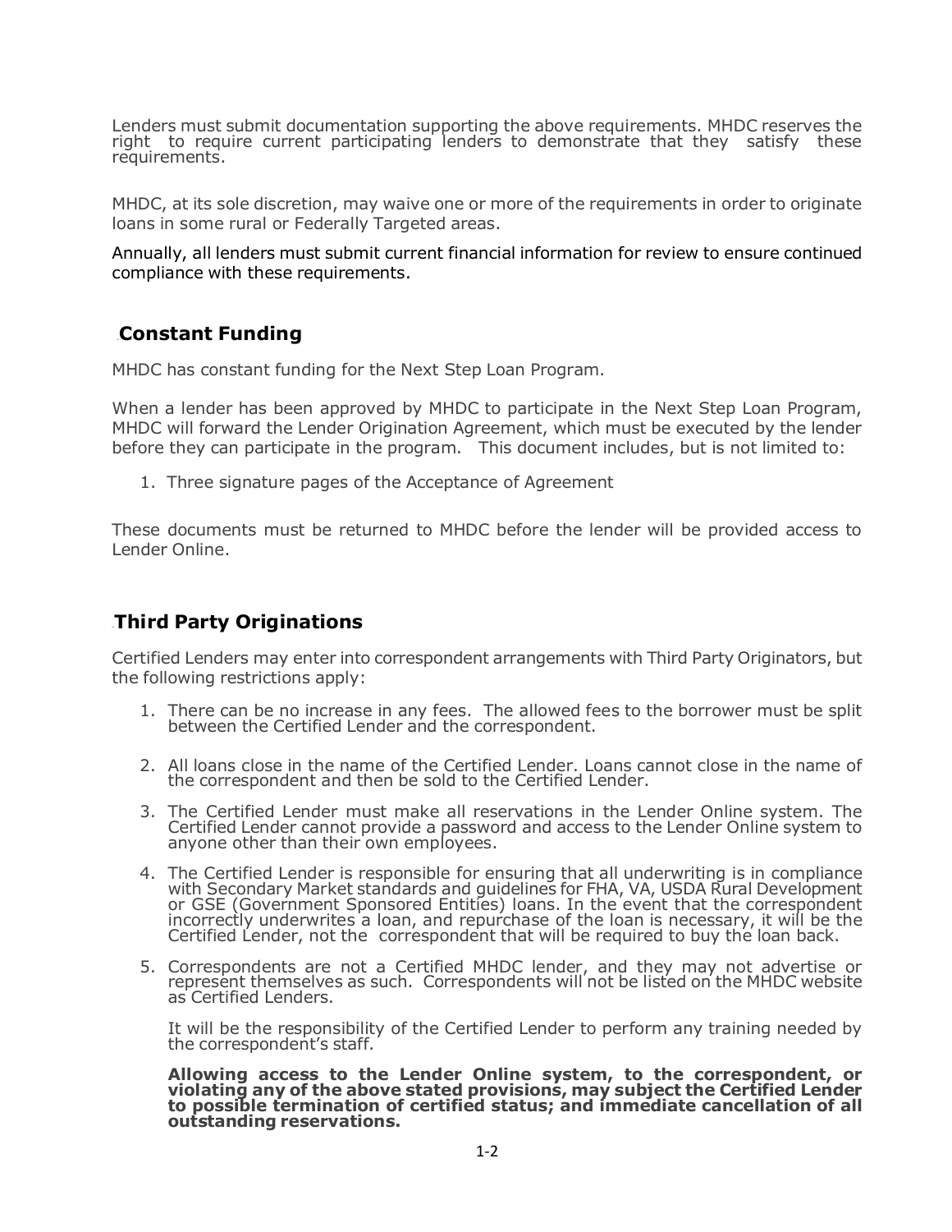Lenders must submit documentation supporting the above requirements. MHDC reserves the right to require current participating lenders to demonstrate that they satisfy these requirements.

MHDC, at its sole discretion, may waive one or more of the requirements in order to originate loans in some rural or Federally Targeted areas.

Annually, all lenders must submit current financial information for review to ensure continued compliance with these requirements.

## Constant Funding

MHDC has constant funding for the Next Step Loan Program.

When a lender has been approved by MHDC to participate in the Next Step Loan Program, MHDC will forward the Lender Origination Agreement, which must be executed by the lender before they can participate in the program. This document includes, but is not limited to:

1. Three signature pages of the Acceptance of Agreement

These documents must be returned to MHDC before the lender will be provided access to Lender Online.

## Third Party Originations

Certified Lenders may enter into correspondent arrangements with Third Party Originators, but the following restrictions apply:

1. There can be no increase in any fees. The allowed fees to the borrower must be split between the Certified Lender and the correspondent.
2. All loans close in the name of the Certified Lender. Loans cannot close in the name of the correspondent and then be sold to the Certified Lender.
3. The Certified Lender must make all reservations in the Lender Online system. The Certified Lender cannot provide a password and access to the Lender Online system to anyone other than their own employees.
4. The Certified Lender is responsible for ensuring that all underwriting is in compliance with Secondary Market standards and guidelines for FHA, VA, USDA Rural Development or GSE (Government Sponsored Entities) loans. In the event that the correspondent incorrectly underwrites a loan, and repurchase of the loan is necessary, it will be the Certified Lender, not the correspondent that will be required to buy the loan back.
5. Correspondents are not a Certified MHDC lender, and they may not advertise or represent themselves as such. Correspondents will not be listed on the MHDC website as Certified Lenders.

   It will be the responsibility of the Certified Lender to perform any training needed by the correspondent's staff.

   **Allowing access to the Lender Online system, to the correspondent, or violating any of the above stated provisions, may subject the Certified Lender to possible termination of certified status; and immediate cancellation of all outstanding reservations.**